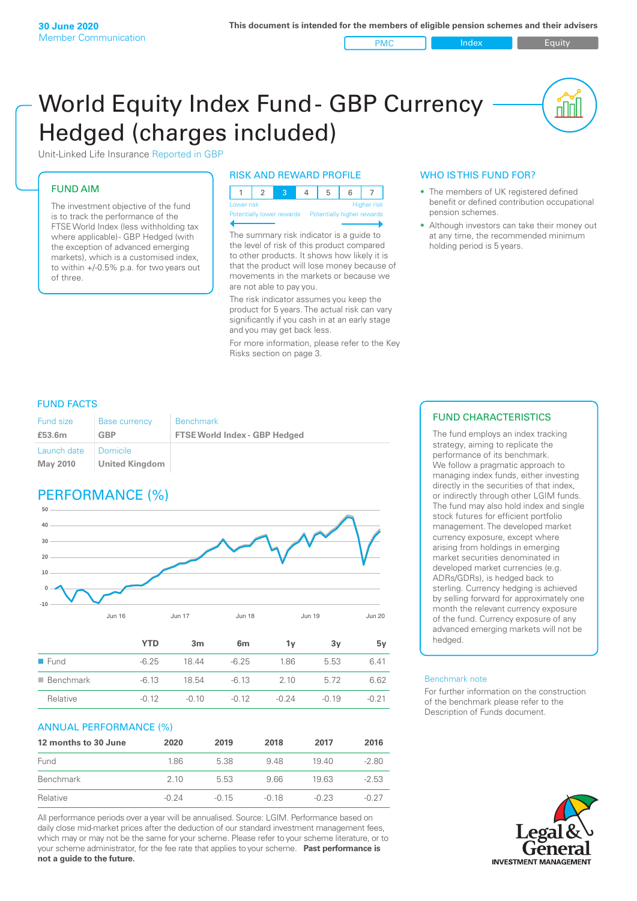**30 June 2020**
Member Communication

**This document is intended for the members of eligible pension schemes and their advisers**

PMC | Index | Equity

# World Equity Index Fund - GBP Currency Hedged (charges included)

Unit-Linked Life Insurance Reported in GBP

## FUND AIM

The investment objective of the fund is to track the performance of the FTSE World Index (less withholding tax where applicable)- GBP Hedged (with the exception of advanced emerging markets), which is a customised index, to within +/-0.5% p.a. for two years out of three.

## RISK AND REWARD PROFILE

| 1 | 2 | **3** | 4 | 5 | 6 | 7 |
|---|---|---|---|---|---|---|

Lower risk — Higher risk
Potentially lower rewards — Potentially higher rewards

The summary risk indicator is a guide to the level of risk of this product compared to other products. It shows how likely it is that the product will lose money because of movements in the markets or because we are not able to pay you.

The risk indicator assumes you keep the product for 5 years. The actual risk can vary significantly if you cash in at an early stage and you may get back less.

For more information, please refer to the Key Risks section on page 3.

## WHO IS THIS FUND FOR?

- The members of UK registered defined benefit or defined contribution occupational pension schemes.
- Although investors can take their money out at any time, the recommended minimum holding period is 5 years.

## FUND FACTS

| Fund size | Base currency | Benchmark |
|---|---|---|
| **£53.6m** | **GBP** | **FTSE World Index - GBP Hedged** |
| Launch date | Domicile | |
| **May 2010** | **United Kingdom** | |

## PERFORMANCE (%)

| | YTD | 3m | 6m | 1y | 3y | 5y |
|---|---|---|---|---|---|---|
| Fund | -6.25 | 18.44 | -6.25 | 1.86 | 5.53 | 6.41 |
| Benchmark | -6.13 | 18.54 | -6.13 | 2.10 | 5.72 | 6.62 |
| Relative | -0.12 | -0.10 | -0.12 | -0.24 | -0.19 | -0.21 |

## ANNUAL PERFORMANCE (%)

| 12 months to 30 June | 2020 | 2019 | 2018 | 2017 | 2016 |
|---|---|---|---|---|---|
| Fund | 1.86 | 5.38 | 9.48 | 19.40 | -2.80 |
| Benchmark | 2.10 | 5.53 | 9.66 | 19.63 | -2.53 |
| Relative | -0.24 | -0.15 | -0.18 | -0.23 | -0.27 |

All performance periods over a year will be annualised. Source: LGIM. Performance based on daily close mid-market prices after the deduction of our standard investment management fees, which may or may not be the same for your scheme. Please refer to your scheme literature, or to your scheme administrator, for the fee rate that applies to your scheme. **Past performance is not a guide to the future.**

## FUND CHARACTERISTICS

The fund employs an index tracking strategy, aiming to replicate the performance of its benchmark. We follow a pragmatic approach to managing index funds, either investing directly in the securities of that index, or indirectly through other LGIM funds. The fund may also hold index and single stock futures for efficient portfolio management. The developed market currency exposure, except where arising from holdings in emerging market securities denominated in developed market currencies (e.g. ADRs/GDRs), is hedged back to sterling. Currency hedging is achieved by selling forward for approximately one month the relevant currency exposure of the fund. Currency exposure of any advanced emerging markets will not be hedged.

Benchmark note

For further information on the construction of the benchmark please refer to the Description of Funds document.

Legal & General
INVESTMENT MANAGEMENT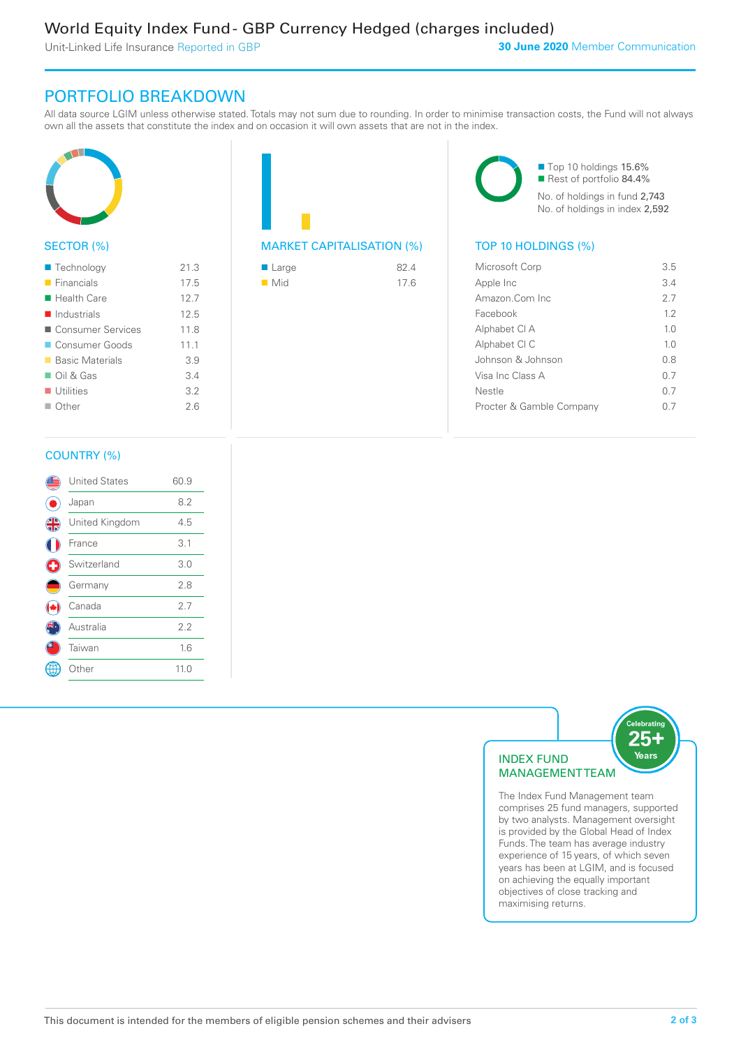# World Equity Index Fund - GBP Currency Hedged (charges included)

Unit-Linked Life Insurance Reported in GBP

**30 June 2020** Member Communication

## PORTFOLIO BREAKDOWN

All data source LGIM unless otherwise stated. Totals may not sum due to rounding. In order to minimise transaction costs, the Fund will not always own all the assets that constitute the index and on occasion it will own assets that are not in the index.

### SECTOR (%)

| Sector | % |
|---|---|
| Technology | 21.3 |
| Financials | 17.5 |
| Health Care | 12.7 |
| Industrials | 12.5 |
| Consumer Services | 11.8 |
| Consumer Goods | 11.1 |
| Basic Materials | 3.9 |
| Oil & Gas | 3.4 |
| Utilities | 3.2 |
| Other | 2.6 |

### MARKET CAPITALISATION (%)

| Market Capitalisation | % |
|---|---|
| Large | 82.4 |
| Mid | 17.6 |

- Top 10 holdings 15.6%
- Rest of portfolio 84.4%

No. of holdings in fund 2,743
No. of holdings in index 2,592

### TOP 10 HOLDINGS (%)

| Holding | % |
|---|---|
| Microsoft Corp | 3.5 |
| Apple Inc | 3.4 |
| Amazon.Com Inc | 2.7 |
| Facebook | 1.2 |
| Alphabet Cl A | 1.0 |
| Alphabet Cl C | 1.0 |
| Johnson & Johnson | 0.8 |
| Visa Inc Class A | 0.7 |
| Nestle | 0.7 |
| Procter & Gamble Company | 0.7 |

### COUNTRY (%)

| Country | % |
|---|---|
| United States | 60.9 |
| Japan | 8.2 |
| United Kingdom | 4.5 |
| France | 3.1 |
| Switzerland | 3.0 |
| Germany | 2.8 |
| Canada | 2.7 |
| Australia | 2.2 |
| Taiwan | 1.6 |
| Other | 11.0 |

### INDEX FUND MANAGEMENT TEAM

Celebrating 25+ Years

The Index Fund Management team comprises 25 fund managers, supported by two analysts. Management oversight is provided by the Global Head of Index Funds. The team has average industry experience of 15 years, of which seven years has been at LGIM, and is focused on achieving the equally important objectives of close tracking and maximising returns.

This document is intended for the members of eligible pension schemes and their advisers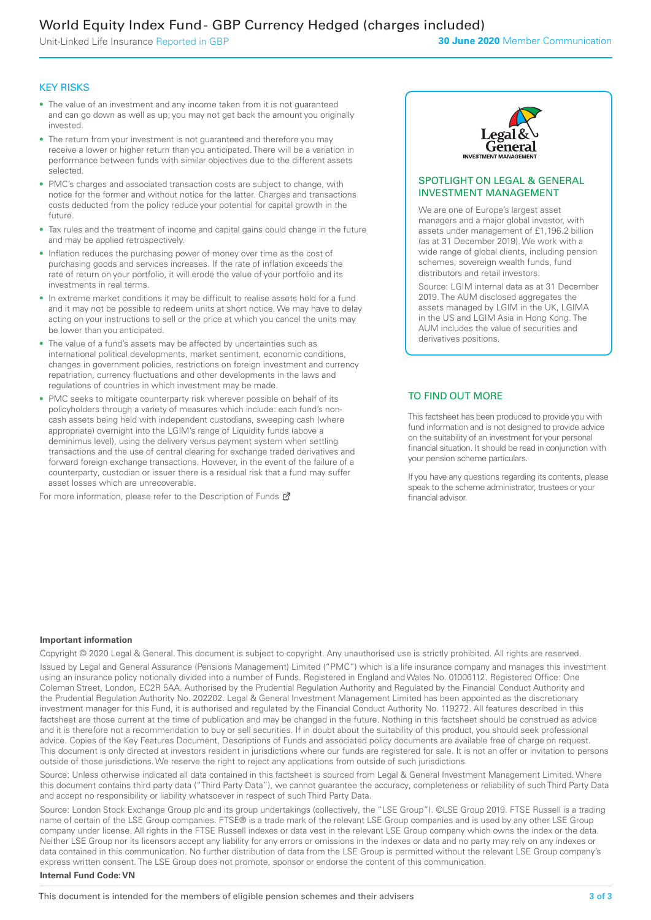## KEY RISKS

- The value of an investment and any income taken from it is not guaranteed and can go down as well as up; you may not get back the amount you originally invested.
- The return from your investment is not guaranteed and therefore you may receive a lower or higher return than you anticipated. There will be a variation in performance between funds with similar objectives due to the different assets selected.
- PMC's charges and associated transaction costs are subject to change, with notice for the former and without notice for the latter. Charges and transactions costs deducted from the policy reduce your potential for capital growth in the future.
- Tax rules and the treatment of income and capital gains could change in the future and may be applied retrospectively.
- Inflation reduces the purchasing power of money over time as the cost of purchasing goods and services increases. If the rate of inflation exceeds the rate of return on your portfolio, it will erode the value of your portfolio and its investments in real terms.
- In extreme market conditions it may be difficult to realise assets held for a fund and it may not be possible to redeem units at short notice. We may have to delay acting on your instructions to sell or the price at which you cancel the units may be lower than you anticipated.
- The value of a fund's assets may be affected by uncertainties such as international political developments, market sentiment, economic conditions, changes in government policies, restrictions on foreign investment and currency repatriation, currency fluctuations and other developments in the laws and regulations of countries in which investment may be made.
- PMC seeks to mitigate counterparty risk wherever possible on behalf of its policyholders through a variety of measures which include: each fund's non-cash assets being held with independent custodians, sweeping cash (where appropriate) overnight into the LGIM's range of Liquidity funds (above a deminimus level), using the delivery versus payment system when settling transactions and the use of central clearing for exchange traded derivatives and forward foreign exchange transactions. However, in the event of the failure of a counterparty, custodian or issuer there is a residual risk that a fund may suffer asset losses which are unrecoverable.

For more information, please refer to the Description of Funds

## SPOTLIGHT ON LEGAL & GENERAL INVESTMENT MANAGEMENT

We are one of Europe's largest asset managers and a major global investor, with assets under management of £1,196.2 billion (as at 31 December 2019). We work with a wide range of global clients, including pension schemes, sovereign wealth funds, fund distributors and retail investors.

Source: LGIM internal data as at 31 December 2019. The AUM disclosed aggregates the assets managed by LGIM in the UK, LGIMA in the US and LGIM Asia in Hong Kong. The AUM includes the value of securities and derivatives positions.

## TO FIND OUT MORE

This factsheet has been produced to provide you with fund information and is not designed to provide advice on the suitability of an investment for your personal financial situation. It should be read in conjunction with your pension scheme particulars.

If you have any questions regarding its contents, please speak to the scheme administrator, trustees or your financial advisor.

**Important information**

Copyright © 2020 Legal & General. This document is subject to copyright. Any unauthorised use is strictly prohibited. All rights are reserved.

Issued by Legal and General Assurance (Pensions Management) Limited ("PMC") which is a life insurance company and manages this investment using an insurance policy notionally divided into a number of Funds. Registered in England and Wales No. 01006112. Registered Office: One Coleman Street, London, EC2R 5AA. Authorised by the Prudential Regulation Authority and Regulated by the Financial Conduct Authority and the Prudential Regulation Authority No. 202202. Legal & General Investment Management Limited has been appointed as the discretionary investment manager for this Fund, it is authorised and regulated by the Financial Conduct Authority No. 119272. All features described in this factsheet are those current at the time of publication and may be changed in the future. Nothing in this factsheet should be construed as advice and it is therefore not a recommendation to buy or sell securities. If in doubt about the suitability of this product, you should seek professional advice. Copies of the Key Features Document, Descriptions of Funds and associated policy documents are available free of charge on request. This document is only directed at investors resident in jurisdictions where our funds are registered for sale. It is not an offer or invitation to persons outside of those jurisdictions. We reserve the right to reject any applications from outside of such jurisdictions.

Source: Unless otherwise indicated all data contained in this factsheet is sourced from Legal & General Investment Management Limited. Where this document contains third party data ("Third Party Data"), we cannot guarantee the accuracy, completeness or reliability of such Third Party Data and accept no responsibility or liability whatsoever in respect of such Third Party Data.

Source: London Stock Exchange Group plc and its group undertakings (collectively, the "LSE Group"). ©LSE Group 2019. FTSE Russell is a trading name of certain of the LSE Group companies. FTSE® is a trade mark of the relevant LSE Group companies and is used by any other LSE Group company under license. All rights in the FTSE Russell indexes or data vest in the relevant LSE Group company which owns the index or the data. Neither LSE Group nor its licensors accept any liability for any errors or omissions in the indexes or data and no party may rely on any indexes or data contained in this communication. No further distribution of data from the LSE Group is permitted without the relevant LSE Group company's express written consent. The LSE Group does not promote, sponsor or endorse the content of this communication.

**Internal Fund Code: VN**

This document is intended for the members of eligible pension schemes and their advisers